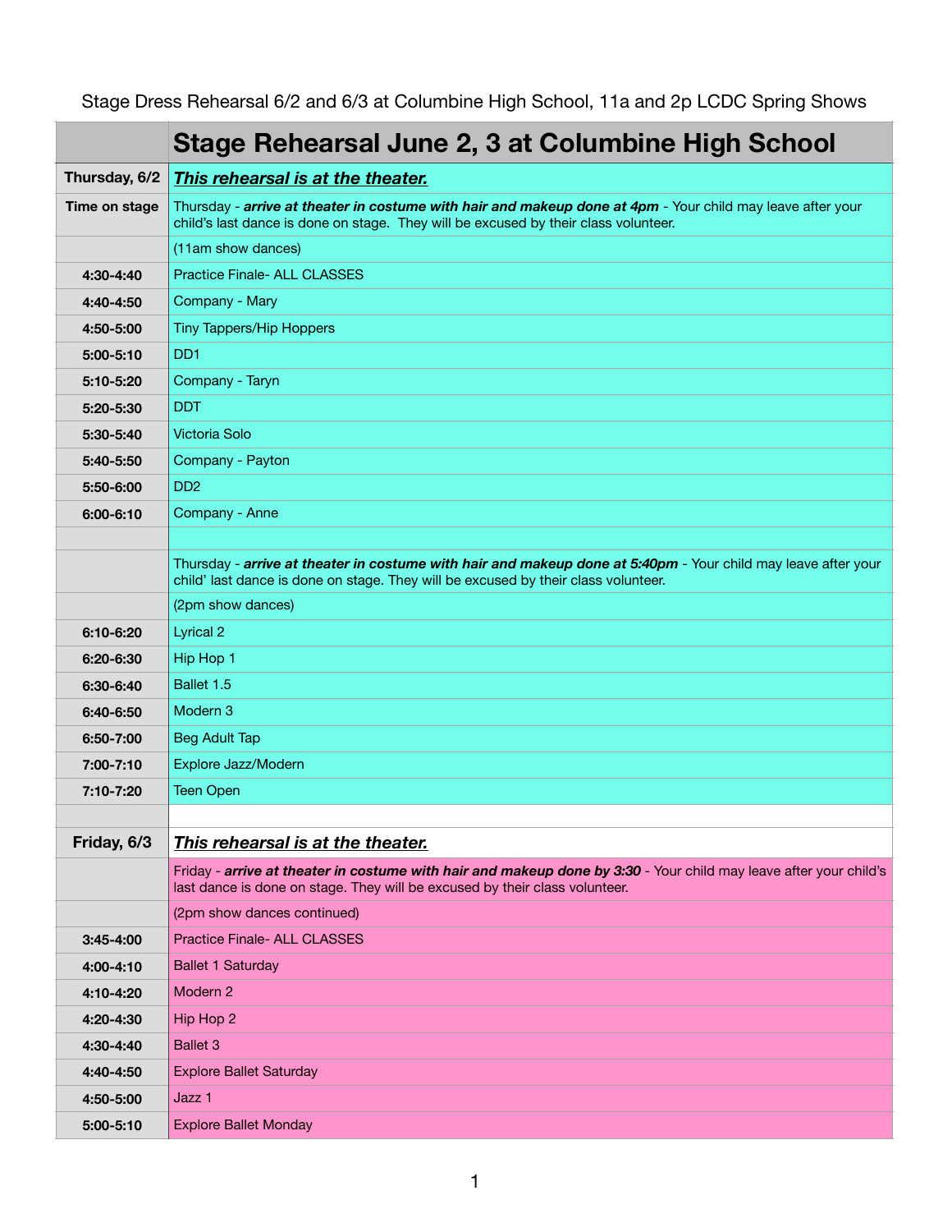Stage Dress Rehearsal 6/2 and 6/3 at Columbine High School, 11a and 2p LCDC Spring Shows

| | **Stage Rehearsal June 2, 3 at Columbine High School** |
|---|---|
| **Thursday, 6/2** | ***This rehearsal is at the theater.*** |
| **Time on stage** | Thursday - ***arrive at theater in costume with hair and makeup done at 4pm*** - Your child may leave after your child's last dance is done on stage. They will be excused by their class volunteer. |
| | (11am show dances) |
| **4:30-4:40** | Practice Finale- ALL CLASSES |
| **4:40-4:50** | Company - Mary |
| **4:50-5:00** | Tiny Tappers/Hip Hoppers |
| **5:00-5:10** | DD1 |
| **5:10-5:20** | Company - Taryn |
| **5:20-5:30** | DDT |
| **5:30-5:40** | Victoria Solo |
| **5:40-5:50** | Company - Payton |
| **5:50-6:00** | DD2 |
| **6:00-6:10** | Company - Anne |
| | |
| | Thursday - ***arrive at theater in costume with hair and makeup done at 5:40pm*** - Your child may leave after your child' last dance is done on stage. They will be excused by their class volunteer. |
| | (2pm show dances) |
| **6:10-6:20** | Lyrical 2 |
| **6:20-6:30** | Hip Hop 1 |
| **6:30-6:40** | Ballet 1.5 |
| **6:40-6:50** | Modern 3 |
| **6:50-7:00** | Beg Adult Tap |
| **7:00-7:10** | Explore Jazz/Modern |
| **7:10-7:20** | Teen Open |
| | |
| **Friday, 6/3** | ***This rehearsal is at the theater.*** |
| | Friday - ***arrive at theater in costume with hair and makeup done by 3:30*** - Your child may leave after your child's last dance is done on stage. They will be excused by their class volunteer. |
| | (2pm show dances continued) |
| **3:45-4:00** | Practice Finale- ALL CLASSES |
| **4:00-4:10** | Ballet 1 Saturday |
| **4:10-4:20** | Modern 2 |
| **4:20-4:30** | Hip Hop 2 |
| **4:30-4:40** | Ballet 3 |
| **4:40-4:50** | Explore Ballet Saturday |
| **4:50-5:00** | Jazz 1 |
| **5:00-5:10** | Explore Ballet Monday |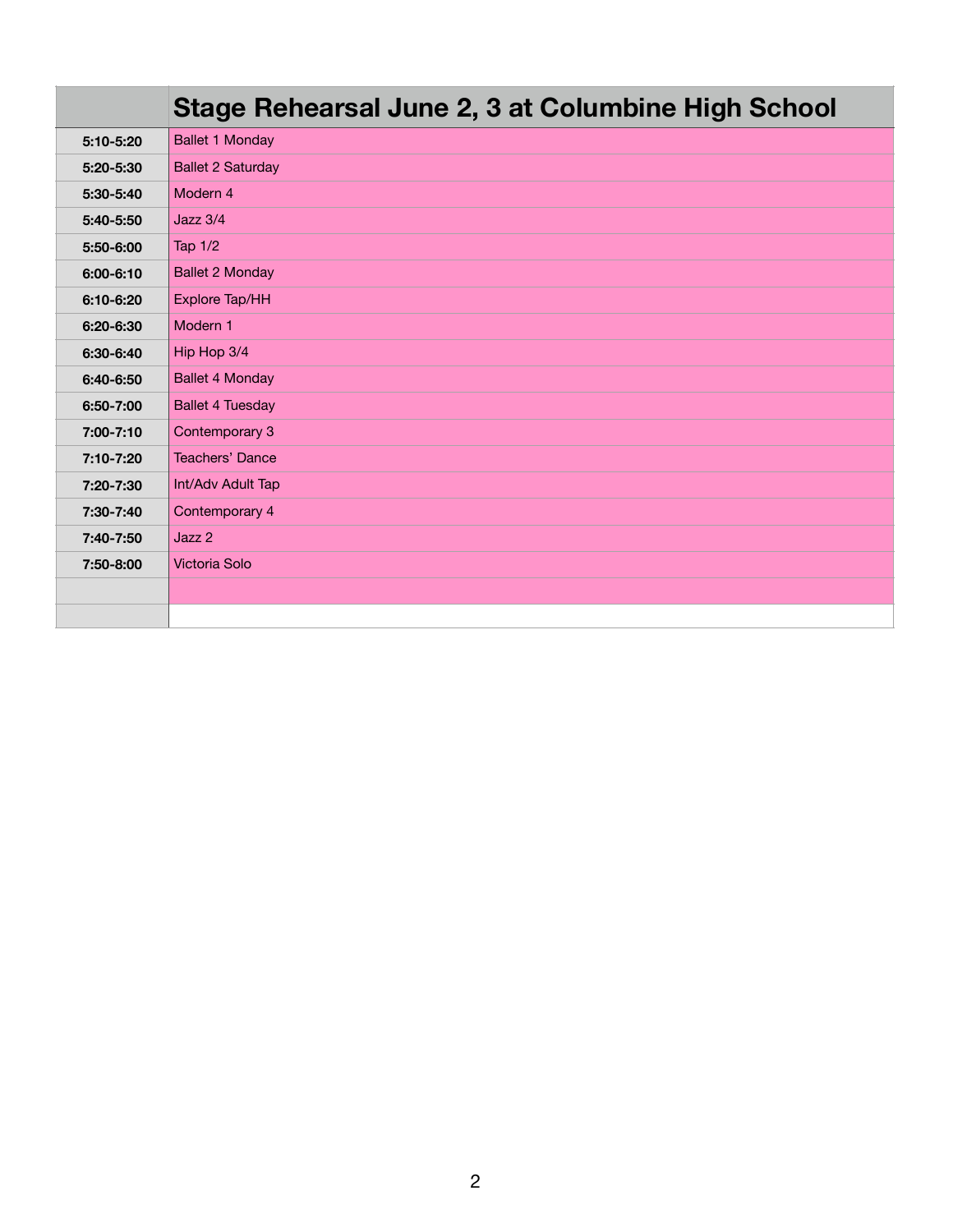| | Stage Rehearsal June 2, 3 at Columbine High School |
|---|---|
| 5:10-5:20 | Ballet 1 Monday |
| 5:20-5:30 | Ballet 2 Saturday |
| 5:30-5:40 | Modern 4 |
| 5:40-5:50 | Jazz 3/4 |
| 5:50-6:00 | Tap 1/2 |
| 6:00-6:10 | Ballet 2 Monday |
| 6:10-6:20 | Explore Tap/HH |
| 6:20-6:30 | Modern 1 |
| 6:30-6:40 | Hip Hop 3/4 |
| 6:40-6:50 | Ballet 4 Monday |
| 6:50-7:00 | Ballet 4 Tuesday |
| 7:00-7:10 | Contemporary 3 |
| 7:10-7:20 | Teachers' Dance |
| 7:20-7:30 | Int/Adv Adult Tap |
| 7:30-7:40 | Contemporary 4 |
| 7:40-7:50 | Jazz 2 |
| 7:50-8:00 | Victoria Solo |
| | |
| | |